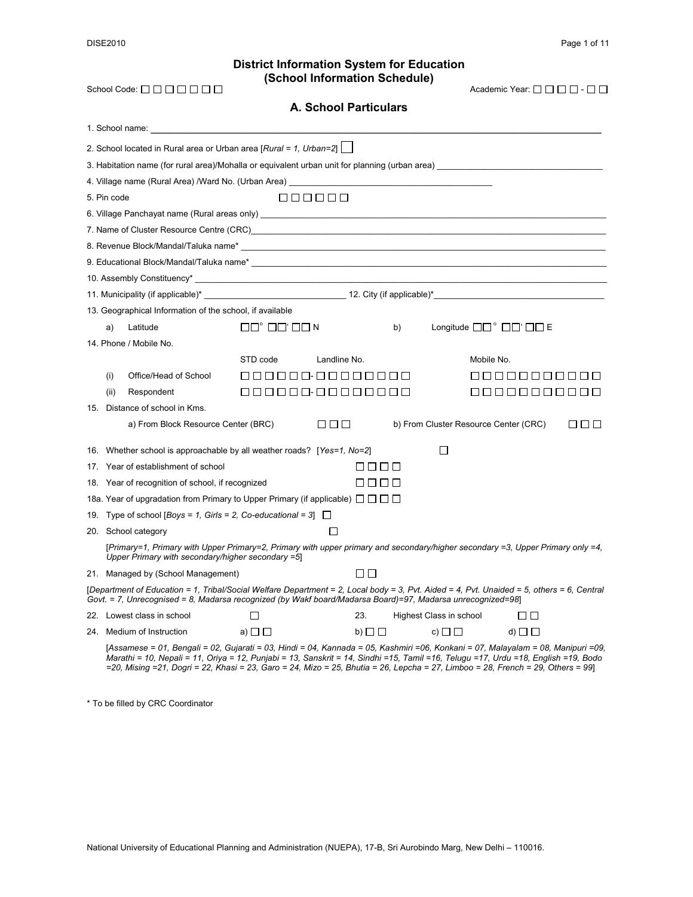# District Information System for Education (School Information Schedule)

School Code: ☐☐☐☐☐☐☐ Academic Year: ☐☐☐☐ - ☐☐

## A. School Particulars

1. School name: ____________________

2. School located in Rural area or Urban area [*Rural = 1, Urban=2*] ☐

3. Habitation name (for rural area)/Mohalla or equivalent urban unit for planning (urban area) ____________________

4. Village name (Rural Area) /Ward No. (Urban Area) ____________________

5. Pin code ☐☐☐☐☐☐

6. Village Panchayat name (Rural areas only) ____________________

7. Name of Cluster Resource Centre (CRC)____________________

8. Revenue Block/Mandal/Taluka name* ____________________

9. Educational Block/Mandal/Taluka name* ____________________

10. Assembly Constituency* ____________________

11. Municipality (if applicable)* ____________________ 12. City (if applicable)*____________________

13. Geographical Information of the school, if available

| | | | | |
|---|---|---|---|---|
| a) | Latitude | ☐☐° ☐☐' ☐☐ N | b) | Longitude ☐☐° ☐☐' ☐☐ E |

14. Phone / Mobile No.

| | | STD code | Landline No. | Mobile No. |
|---|---|---|---|---|
| (i) | Office/Head of School | ☐☐☐☐☐☐- | ☐☐☐☐☐☐☐☐ | ☐☐☐☐☐☐☐☐☐☐☐ |
| (ii) | Respondent | ☐☐☐☐☐☐- | ☐☐☐☐☐☐☐☐ | ☐☐☐☐☐☐☐☐☐☐☐ |

15. Distance of school in Kms.

a) From Block Resource Center (BRC) ☐☐☐ b) From Cluster Resource Center (CRC) ☐☐☐

16. Whether school is approachable by all weather roads? [*Yes=1, No=2*] ☐

17. Year of establishment of school ☐☐☐☐

18. Year of recognition of school, if recognized ☐☐☐☐

18a. Year of upgradation from Primary to Upper Primary (if applicable) ☐☐☐☐

19. Type of school [*Boys = 1, Girls = 2, Co-educational = 3*] ☐

20. School category ☐

[*Primary=1, Primary with Upper Primary=2, Primary with upper primary and secondary/higher secondary =3, Upper Primary only =4, Upper Primary with secondary/higher secondary =5*]

21. Managed by (School Management) ☐☐

[*Department of Education = 1, Tribal/Social Welfare Department = 2, Local body = 3, Pvt. Aided = 4, Pvt. Unaided = 5, others = 6, Central Govt. = 7, Unrecognised = 8, Madarsa recognized (by Wakf board/Madarsa Board)=97, Madarsa unrecognized=98*]

22. Lowest class in school ☐ 23. Highest Class in school ☐☐

24. Medium of Instruction a) ☐☐ b) ☐☐ c) ☐☐ d) ☐☐

[*Assamese = 01, Bengali = 02, Gujarati = 03, Hindi = 04, Kannada = 05, Kashmiri =06, Konkani = 07, Malayalam = 08, Manipuri =09, Marathi = 10, Nepali = 11, Oriya = 12, Punjabi = 13, Sanskrit = 14, Sindhi =15, Tamil =16, Telugu =17, Urdu =18, English =19, Bodo =20, Mising =21, Dogri = 22, Khasi = 23, Garo = 24, Mizo = 25, Bhutia = 26, Lepcha = 27, Limboo = 28, French = 29, Others = 99*]

\* To be filled by CRC Coordinator

National University of Educational Planning and Administration (NUEPA), 17-B, Sri Aurobindo Marg, New Delhi – 110016.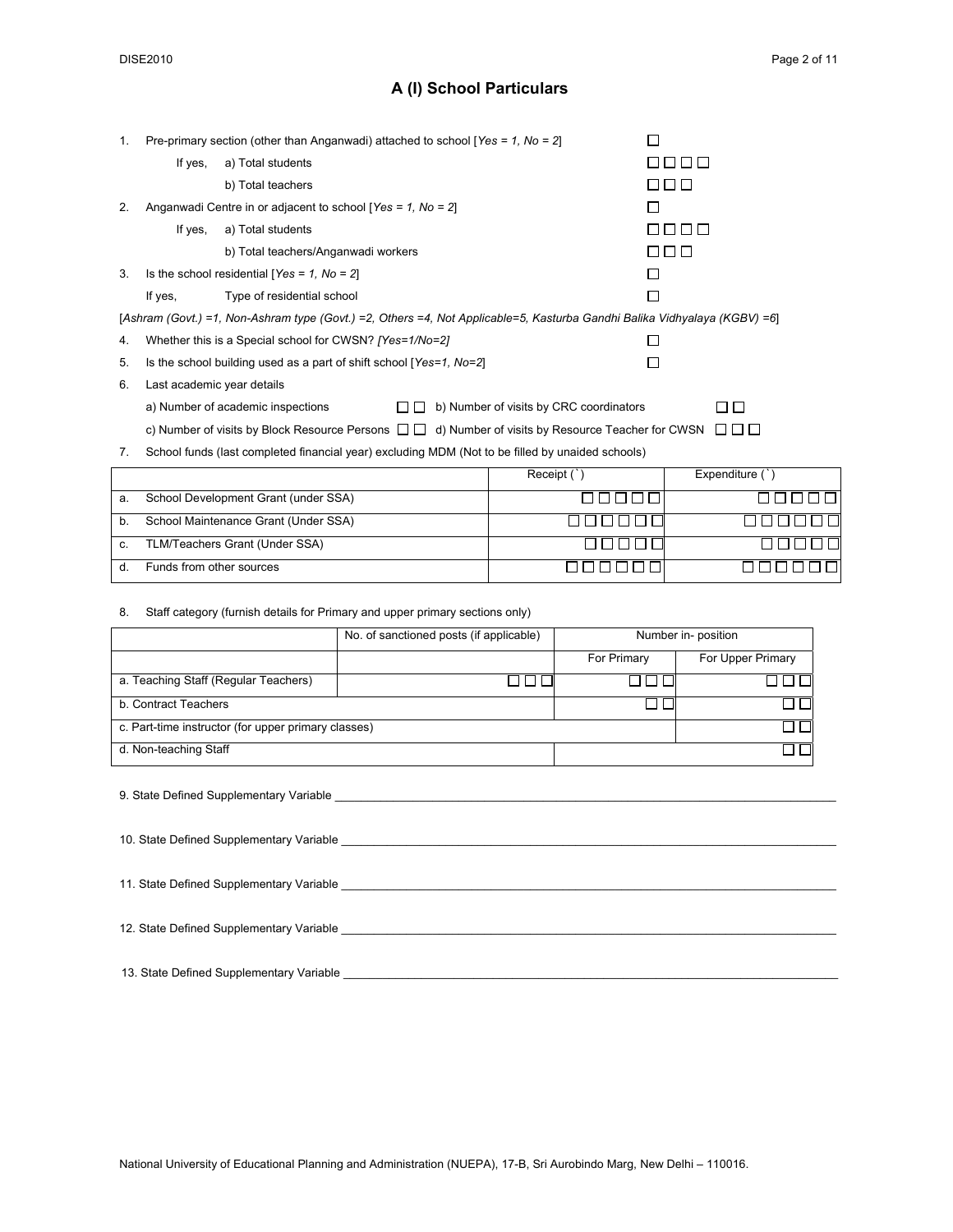# A (I) School Particulars

1. Pre-primary section (other than Anganwadi) attached to school [*Yes = 1, No = 2*] ☐
   - If yes, a) Total students ☐☐☐☐
   - b) Total teachers ☐☐☐
2. Anganwadi Centre in or adjacent to school [*Yes = 1, No = 2*] ☐
   - If yes, a) Total students ☐☐☐☐
   - b) Total teachers/Anganwadi workers ☐☐☐
3. Is the school residential [*Yes = 1, No = 2*] ☐
   - If yes, Type of residential school ☐

[*Ashram (Govt.) =1, Non-Ashram type (Govt.) =2, Others =4, Not Applicable=5, Kasturba Gandhi Balika Vidhyalaya (KGBV) =6*]

4. Whether this is a Special school for CWSN? *[Yes=1/No=2]* ☐
5. Is the school building used as a part of shift school [*Yes=1, No=2*] ☐
6. Last academic year details
   - a) Number of academic inspections ☐☐
   - b) Number of visits by CRC coordinators ☐☐
   - c) Number of visits by Block Resource Persons ☐☐
   - d) Number of visits by Resource Teacher for CWSN ☐☐☐
7. School funds (last completed financial year) excluding MDM (Not to be filled by unaided schools)

| | | Receipt (`) | Expenditure (`) |
|---|---|---|---|
| a. | School Development Grant (under SSA) | ☐☐☐☐☐ | ☐☐☐☐☐ |
| b. | School Maintenance Grant (Under SSA) | ☐☐☐☐☐☐ | ☐☐☐☐☐☐ |
| c. | TLM/Teachers Grant (Under SSA) | ☐☐☐☐☐ | ☐☐☐☐☐ |
| d. | Funds from other sources | ☐☐☐☐☐☐ | ☐☐☐☐☐☐ |

8. Staff category (furnish details for Primary and upper primary sections only)

| | No. of sanctioned posts (if applicable) | Number in- position | |
|---|---|---|---|
| | | For Primary | For Upper Primary |
| a. Teaching Staff (Regular Teachers) | ☐☐☐ | ☐☐☐ | ☐☐☐ |
| b. Contract Teachers | | ☐☐ | ☐☐ |
| c. Part-time instructor (for upper primary classes) | | | ☐☐ |
| d. Non-teaching Staff | | | ☐☐ |

9. State Defined Supplementary Variable ______________________________

10. State Defined Supplementary Variable ______________________________

11. State Defined Supplementary Variable ______________________________

12. State Defined Supplementary Variable ______________________________

13. State Defined Supplementary Variable ______________________________

National University of Educational Planning and Administration (NUEPA), 17-B, Sri Aurobindo Marg, New Delhi – 110016.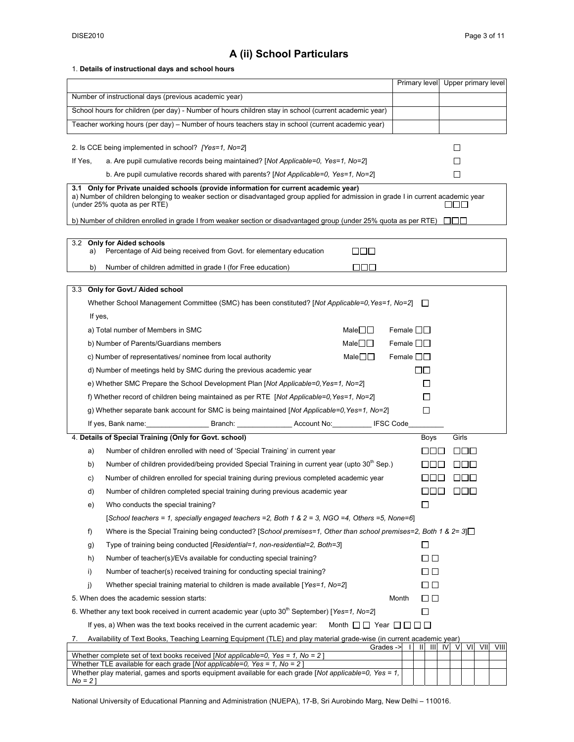# A (ii) School Particulars

1. **Details of instructional days and school hours**

| | Primary level | Upper primary level |
|---|---|---|
| Number of instructional days (previous academic year) | | |
| School hours for children (per day) - Number of hours children stay in school (current academic year) | | |
| Teacher working hours (per day) – Number of hours teachers stay in school (current academic year) | | |

2. Is CCE being implemented in school? *[Yes=1, No=2]* ☐

If Yes,
- a. Are pupil cumulative records being maintained? [*Not Applicable=0, Yes=1, No=2*] ☐
- b. Are pupil cumulative records shared with parents? [*Not Applicable=0, Yes=1, No=2*] ☐

**3.1 Only for Private unaided schools (provide information for current academic year)**

a) Number of children belonging to weaker section or disadvantaged group applied for admission in grade I in current academic year (under 25% quota as per RTE) ☐☐☐

b) Number of children enrolled in grade I from weaker section or disadvantaged group (under 25% quota as per RTE) ☐☐☐

**3.2 Only for Aided schools**

a) Percentage of Aid being received from Govt. for elementary education ☐☐☐

b) Number of children admitted in grade I (for Free education) ☐☐☐

**3.3 Only for Govt./ Aided school**

Whether School Management Committee (SMC) has been constituted? [*Not Applicable=0,Yes=1, No=2*] ☐

If yes,

a) Total number of Members in SMC Male☐☐ Female ☐☐

b) Number of Parents/Guardians members Male☐☐ Female ☐☐

c) Number of representatives/ nominee from local authority Male☐☐ Female ☐☐

d) Number of meetings held by SMC during the previous academic year ☐☐

e) Whether SMC Prepare the School Development Plan [*Not Applicable=0,Yes=1, No=2*] ☐

f) Whether record of children being maintained as per RTE [*Not Applicable=0,Yes=1, No=2*] ☐

g) Whether separate bank account for SMC is being maintained [*Not Applicable=0,Yes=1, No=2*] ☐

If yes, Bank name:________________ Branch: ______________ Account No:__________ IFSC Code_________

4. **Details of Special Training (Only for Govt. school)**

| | | Boys | Girls |
|---|---|---|---|
| a) | Number of children enrolled with need of 'Special Training' in current year | ☐☐☐ | ☐☐☐ |
| b) | Number of children provided/being provided Special Training in current year (upto 30th Sep.) | ☐☐☐ | ☐☐☐ |
| c) | Number of children enrolled for special training during previous completed academic year | ☐☐☐ | ☐☐☐ |
| d) | Number of children completed special training during previous academic year | ☐☐☐ | ☐☐☐ |

e) Who conducts the special training? ☐

[*School teachers = 1, specially engaged teachers =2, Both 1 & 2 = 3, NGO =4, Others =5, None=6*]

f) Where is the Special Training being conducted? [*School premises=1, Other than school premises=2, Both 1 & 2= 3*] ☐

g) Type of training being conducted [*Residential=1, non-residential=2, Both=3*] ☐

h) Number of teacher(s)/EVs available for conducting special training? ☐☐

i) Number of teacher(s) received training for conducting special training? ☐☐

j) Whether special training material to children is made available [*Yes=1, No=2*] ☐☐

5. When does the academic session starts: Month ☐☐

6. Whether any text book received in current academic year (upto 30th September) [*Yes=1, No=2*] ☐

If yes, a) When was the text books received in the current academic year: Month ☐☐ Year ☐☐☐☐

7. Availability of Text Books, Teaching Learning Equipment (TLE) and play material grade-wise (in current academic year)

| Grades -> | I | II | III | IV | V | VI | VII | VIII |
|---|---|---|---|---|---|---|---|---|
| Whether complete set of text books received [*Not applicable=0, Yes = 1, No = 2* ] | | | | | | | | |
| Whether TLE available for each grade [*Not applicable=0, Yes = 1, No = 2* ] | | | | | | | | |
| Whether play material, games and sports equipment available for each grade [*Not applicable=0, Yes = 1, No = 2* ] | | | | | | | | |

National University of Educational Planning and Administration (NUEPA), 17-B, Sri Aurobindo Marg, New Delhi – 110016.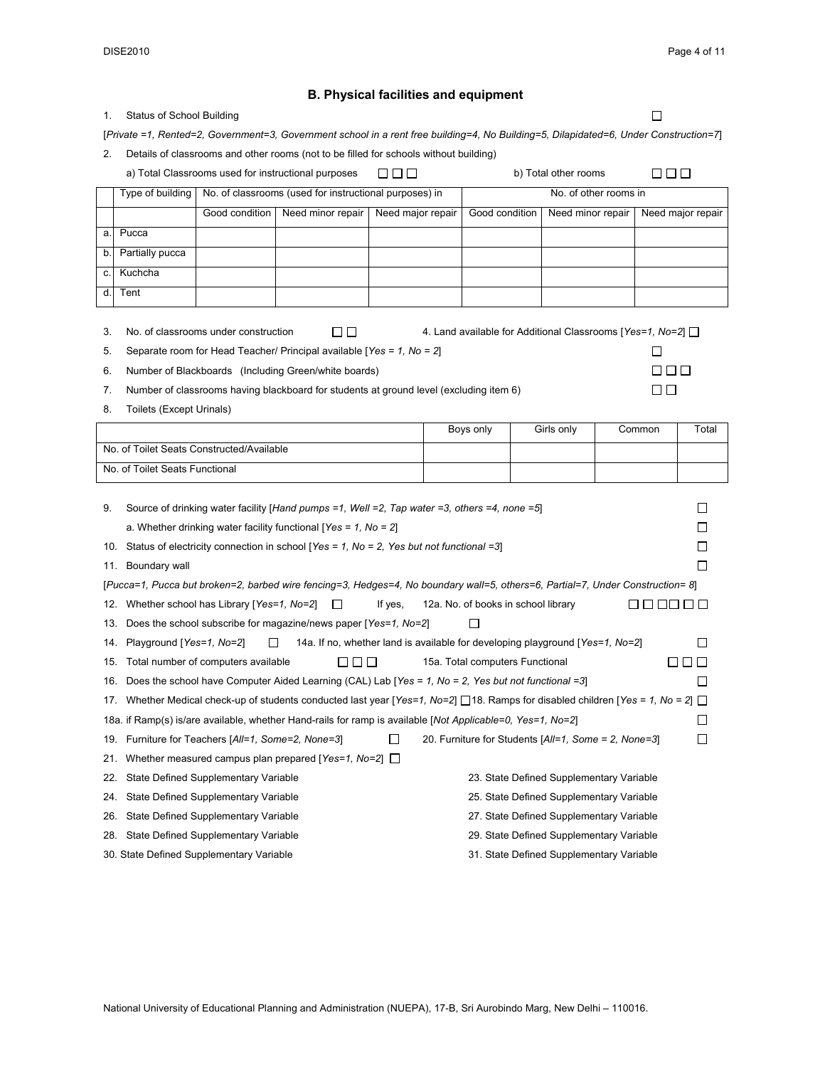## B. Physical facilities and equipment

1. Status of School Building ☐

[*Private =1, Rented=2, Government=3, Government school in a rent free building=4, No Building=5, Dilapidated=6, Under Construction=7*]

2. Details of classrooms and other rooms (not to be filled for schools without building)

a) Total Classrooms used for instructional purposes ☐☐☐ b) Total other rooms ☐☐☐

| | Type of building | No. of classrooms (used for instructional purposes) in | | | No. of other rooms in | | |
|---|---|---|---|---|---|---|---|
| | | Good condition | Need minor repair | Need major repair | Good condition | Need minor repair | Need major repair |
| a. | Pucca | | | | | | |
| b. | Partially pucca | | | | | | |
| c. | Kuchcha | | | | | | |
| d. | Tent | | | | | | |

3. No. of classrooms under construction ☐☐ 4. Land available for Additional Classrooms [*Yes=1, No=2*] ☐

5. Separate room for Head Teacher/ Principal available [*Yes = 1, No = 2*] ☐

6. Number of Blackboards (Including Green/white boards) ☐☐☐

7. Number of classrooms having blackboard for students at ground level (excluding item 6) ☐☐

8. Toilets (Except Urinals)

| | Boys only | Girls only | Common | Total |
|---|---|---|---|---|
| No. of Toilet Seats Constructed/Available | | | | |
| No. of Toilet Seats Functional | | | | |

9. Source of drinking water facility [*Hand pumps =1, Well =2, Tap water =3, others =4, none =5*] ☐

a. Whether drinking water facility functional [*Yes = 1, No = 2*] ☐

10. Status of electricity connection in school [*Yes = 1, No = 2, Yes but not functional =3*] ☐

11. Boundary wall ☐

[*Pucca=1, Pucca but broken=2, barbed wire fencing=3, Hedges=4, No boundary wall=5, others=6, Partial=7, Under Construction= 8*]

12. Whether school has Library [*Yes=1, No=2*] ☐ If yes, 12a. No. of books in school library ☐☐☐☐☐☐

13. Does the school subscribe for magazine/news paper [*Yes=1, No=2*] ☐

14. Playground [*Yes=1, No=2*] ☐ 14a. If no, whether land is available for developing playground [*Yes=1, No=2*] ☐

15. Total number of computers available ☐☐☐ 15a. Total computers Functional ☐☐☐

16. Does the school have Computer Aided Learning (CAL) Lab [*Yes = 1, No = 2, Yes but not functional =3*] ☐

17. Whether Medical check-up of students conducted last year [*Yes=1, No=2*] ☐ 18. Ramps for disabled children [*Yes = 1, No = 2*] ☐

18a. if Ramp(s) is/are available, whether Hand-rails for ramp is available [*Not Applicable=0, Yes=1, No=2*] ☐

19. Furniture for Teachers [*All=1, Some=2, None=3*] ☐ 20. Furniture for Students [*All=1, Some = 2, None=3*] ☐

21. Whether measured campus plan prepared [*Yes=1, No=2*] ☐

22. State Defined Supplementary Variable
23. State Defined Supplementary Variable
24. State Defined Supplementary Variable
25. State Defined Supplementary Variable
26. State Defined Supplementary Variable
27. State Defined Supplementary Variable
28. State Defined Supplementary Variable
29. State Defined Supplementary Variable
30. State Defined Supplementary Variable
31. State Defined Supplementary Variable

National University of Educational Planning and Administration (NUEPA), 17-B, Sri Aurobindo Marg, New Delhi – 110016.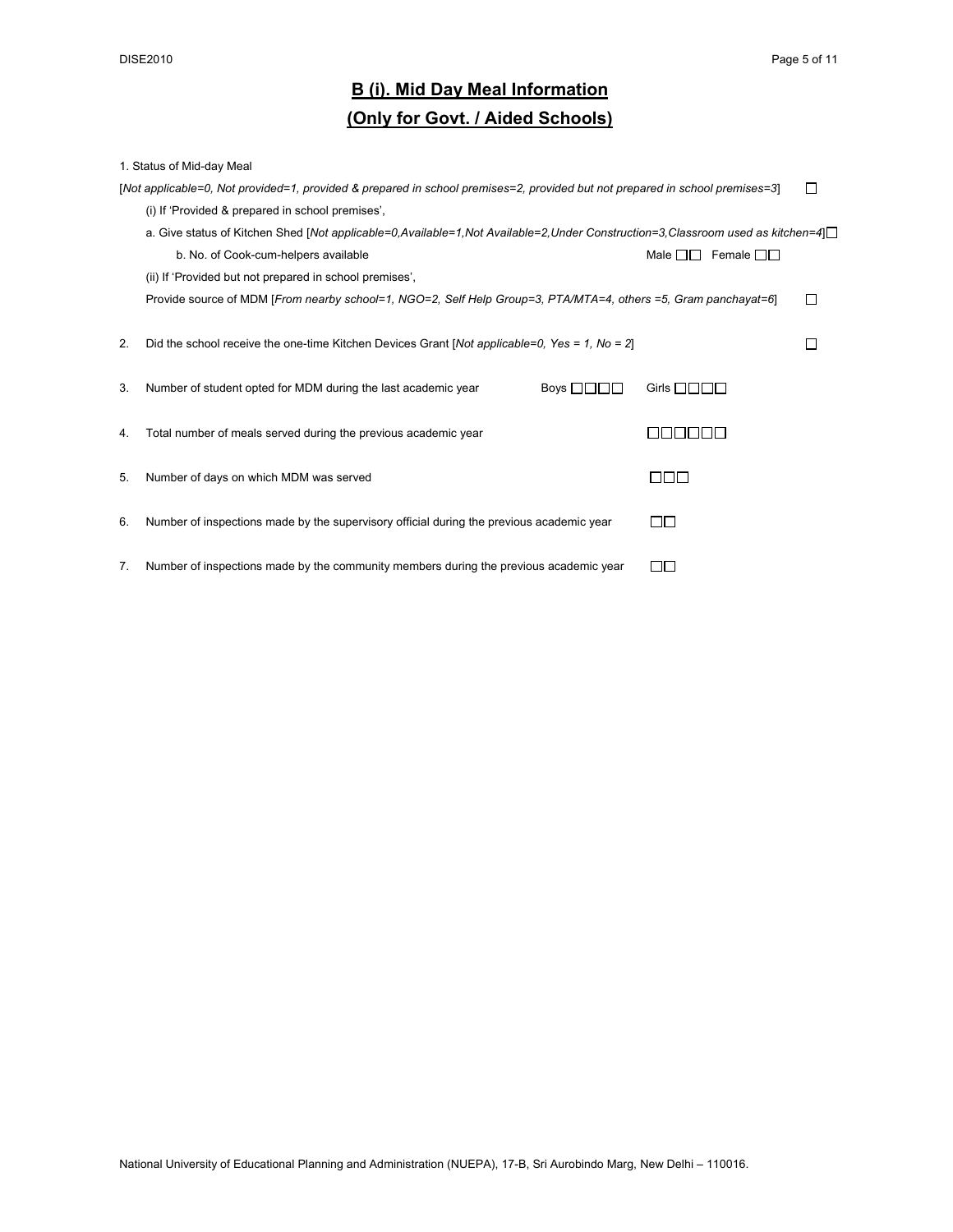## B (i). Mid Day Meal Information

## (Only for Govt. / Aided Schools)

1. Status of Mid-day Meal

[*Not applicable=0, Not provided=1, provided & prepared in school premises=2, provided but not prepared in school premises=3*] ☐

(i) If 'Provided & prepared in school premises',

a. Give status of Kitchen Shed [*Not applicable=0,Available=1,Not Available=2,Under Construction=3,Classroom used as kitchen=4*] ☐

b. No. of Cook-cum-helpers available — Male ☐☐ Female ☐☐

(ii) If 'Provided but not prepared in school premises',

Provide source of MDM [*From nearby school=1, NGO=2, Self Help Group=3, PTA/MTA=4, others =5, Gram panchayat=6*] ☐

2. Did the school receive the one-time Kitchen Devices Grant [*Not applicable=0, Yes = 1, No = 2*] ☐

3. Number of student opted for MDM during the last academic year — Boys ☐☐☐☐ Girls ☐☐☐☐

4. Total number of meals served during the previous academic year ☐☐☐☐☐☐

5. Number of days on which MDM was served ☐☐☐

6. Number of inspections made by the supervisory official during the previous academic year ☐☐

7. Number of inspections made by the community members during the previous academic year ☐☐

National University of Educational Planning and Administration (NUEPA), 17-B, Sri Aurobindo Marg, New Delhi – 110016.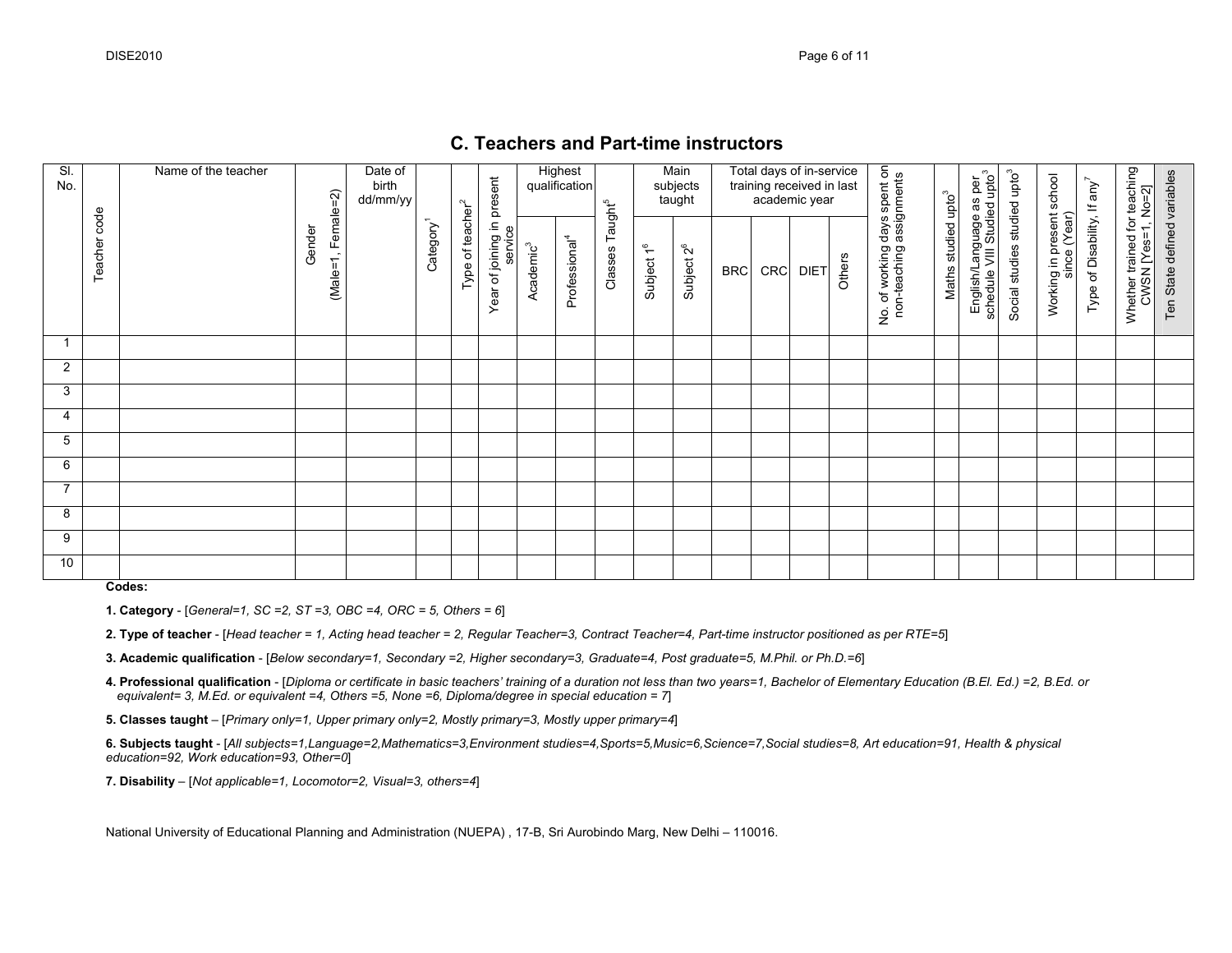## C. Teachers and Part-time instructors

| Sl. No. | Teacher code | Name of the teacher | Gender (Male=1, Female=2) | Date of birth dd/mm/yy | Category[1] | Type of teacher[2] | Year of joining in present service | Highest qualification | | Classes Taught[5] | Main subjects taught | | Total days of in-service training received in last academic year | | | | No. of working days spent on non-teaching assignments | Maths studied upto[3] | English/Language as per schedule VIII Studied upto[3] | Social studies studied upto[3] | Working in present school since (Year) | Type of Disability, If any[7] | Whether trained for teaching CWSN [Yes=1, No=2] | Ten State defined variables |
|---|---|---|---|---|---|---|---|---|---|---|---|---|---|---|---|---|---|---|---|---|---|---|---|---|
| | | | | | | | | Academic[3] | Professional[4] | | Subject 1[6] | Subject 2[6] | BRC | CRC | DIET | Others | | | | | | | | |
| 1 | | | | | | | | | | | | | | | | | | | | | | | | |
| 2 | | | | | | | | | | | | | | | | | | | | | | | | |
| 3 | | | | | | | | | | | | | | | | | | | | | | | | |
| 4 | | | | | | | | | | | | | | | | | | | | | | | | |
| 5 | | | | | | | | | | | | | | | | | | | | | | | | |
| 6 | | | | | | | | | | | | | | | | | | | | | | | | |
| 7 | | | | | | | | | | | | | | | | | | | | | | | | |
| 8 | | | | | | | | | | | | | | | | | | | | | | | | |
| 9 | | | | | | | | | | | | | | | | | | | | | | | | |
| 10 | | | | | | | | | | | | | | | | | | | | | | | | |

**Codes:**

**1. Category** - [*General=1, SC =2, ST =3, OBC =4, ORC = 5, Others = 6*]

**2. Type of teacher** - [*Head teacher = 1, Acting head teacher = 2, Regular Teacher=3, Contract Teacher=4, Part-time instructor positioned as per RTE=5*]

**3. Academic qualification** - [*Below secondary=1, Secondary =2, Higher secondary=3, Graduate=4, Post graduate=5, M.Phil. or Ph.D.=6*]

**4. Professional qualification** - [*Diploma or certificate in basic teachers' training of a duration not less than two years=1, Bachelor of Elementary Education (B.El. Ed.) =2, B.Ed. or equivalent= 3, M.Ed. or equivalent =4, Others =5, None =6, Diploma/degree in special education = 7*]

**5. Classes taught** – [*Primary only=1, Upper primary only=2, Mostly primary=3, Mostly upper primary=4*]

**6. Subjects taught** - [*All subjects=1,Language=2,Mathematics=3,Environment studies=4,Sports=5,Music=6,Science=7,Social studies=8, Art education=91, Health & physical education=92, Work education=93, Other=0*]

**7. Disability** – [*Not applicable=1, Locomotor=2, Visual=3, others=4*]

National University of Educational Planning and Administration (NUEPA) , 17-B, Sri Aurobindo Marg, New Delhi – 110016.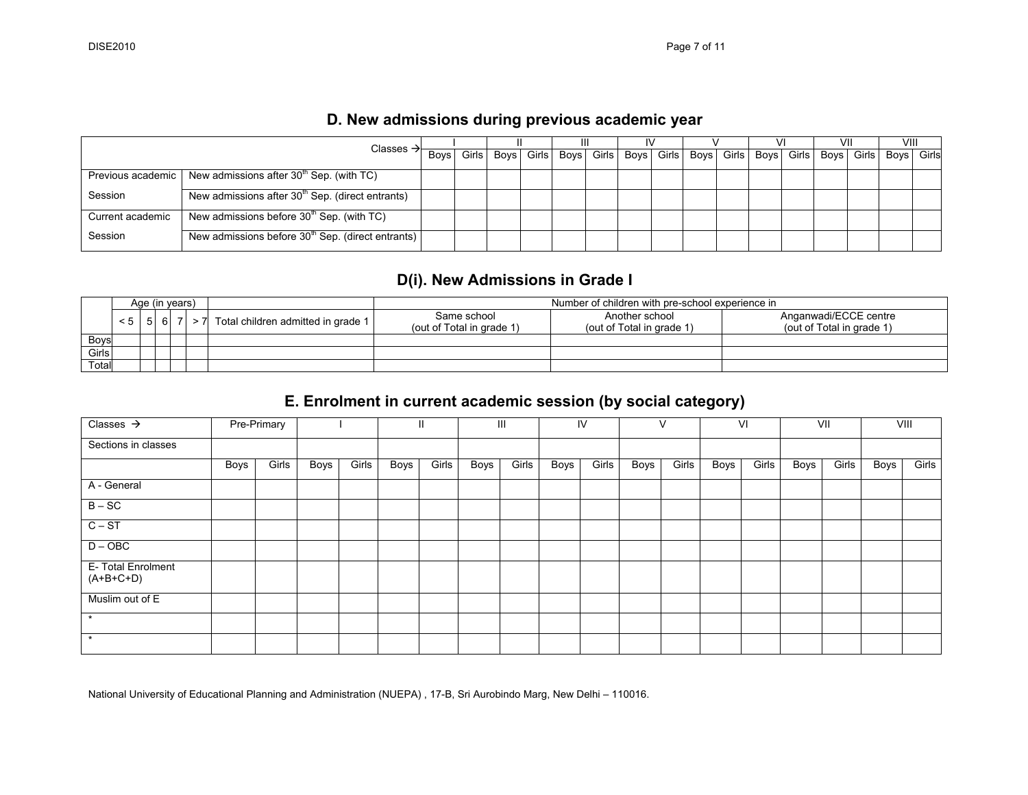## D. New admissions during previous academic year

| | Classes → | I | | II | | III | | IV | | V | | VI | | VII | | VIII | |
|---|---|---|---|---|---|---|---|---|---|---|---|---|---|---|---|---|---|
| | | Boys | Girls | Boys | Girls | Boys | Girls | Boys | Girls | Boys | Girls | Boys | Girls | Boys | Girls | Boys | Girls |
| Previous academic Session | New admissions after 30th Sep. (with TC) | | | | | | | | | | | | | | | | |
| | New admissions after 30th Sep. (direct entrants) | | | | | | | | | | | | | | | | |
| Current academic Session | New admissions before 30th Sep. (with TC) | | | | | | | | | | | | | | | | |
| | New admissions before 30th Sep. (direct entrants) | | | | | | | | | | | | | | | | |

## D(i). New Admissions in Grade I

| | Age (in years) | | | | | | Number of children with pre-school experience in | | |
|---|---|---|---|---|---|---|---|---|---|
| | < 5 | 5 | 6 | 7 | > 7 | Total children admitted in grade 1 | Same school (out of Total in grade 1) | Another school (out of Total in grade 1) | Anganwadi/ECCE centre (out of Total in grade 1) |
| Boys | | | | | | | | | |
| Girls | | | | | | | | | |
| Total | | | | | | | | | |

## E. Enrolment in current academic session (by social category)

| Classes → | Pre-Primary | | I | | II | | III | | IV | | V | | VI | | VII | | VIII | |
|---|---|---|---|---|---|---|---|---|---|---|---|---|---|---|---|---|---|---|
| Sections in classes | | | | | | | | | | | | | | | | | | |
| | Boys | Girls | Boys | Girls | Boys | Girls | Boys | Girls | Boys | Girls | Boys | Girls | Boys | Girls | Boys | Girls | Boys | Girls |
| A - General | | | | | | | | | | | | | | | | | | |
| B – SC | | | | | | | | | | | | | | | | | | |
| C – ST | | | | | | | | | | | | | | | | | | |
| D – OBC | | | | | | | | | | | | | | | | | | |
| E- Total Enrolment (A+B+C+D) | | | | | | | | | | | | | | | | | | |
| Muslim out of E | | | | | | | | | | | | | | | | | | |
| * | | | | | | | | | | | | | | | | | | |
| * | | | | | | | | | | | | | | | | | | |

National University of Educational Planning and Administration (NUEPA) , 17-B, Sri Aurobindo Marg, New Delhi – 110016.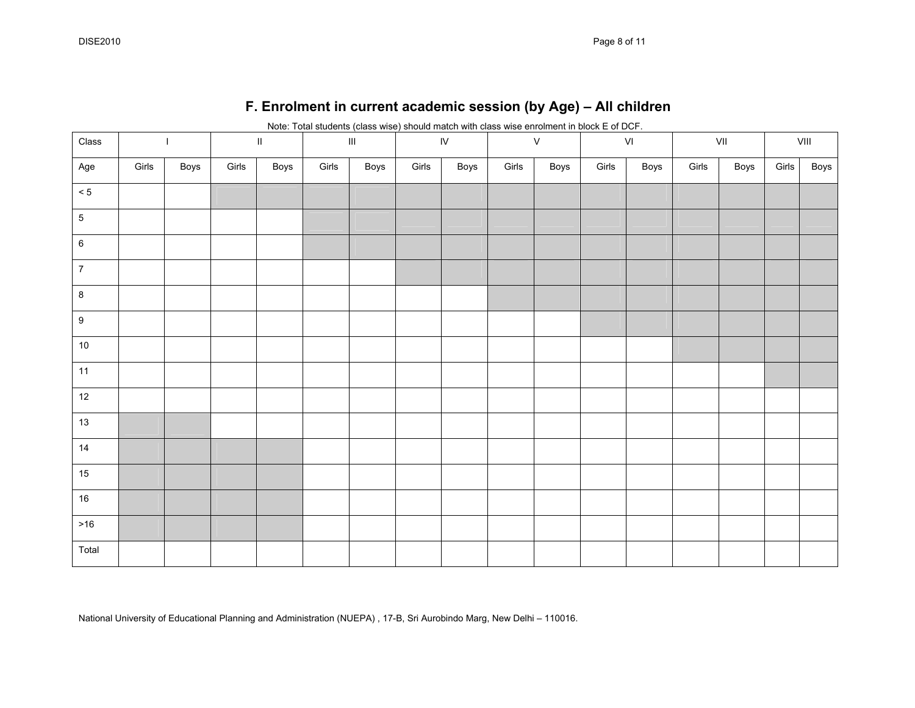## F. Enrolment in current academic session (by Age) – All children

Note: Total students (class wise) should match with class wise enrolment in block E of DCF.

| Class | I | | II | | III | | IV | | V | | VI | | VII | | VIII | |
|---|---|---|---|---|---|---|---|---|---|---|---|---|---|---|---|---|
| Age | Girls | Boys | Girls | Boys | Girls | Boys | Girls | Boys | Girls | Boys | Girls | Boys | Girls | Boys | Girls | Boys |
| < 5 | | | | | | | | | | | | | | | | |
| 5 | | | | | | | | | | | | | | | | |
| 6 | | | | | | | | | | | | | | | | |
| 7 | | | | | | | | | | | | | | | | |
| 8 | | | | | | | | | | | | | | | | |
| 9 | | | | | | | | | | | | | | | | |
| 10 | | | | | | | | | | | | | | | | |
| 11 | | | | | | | | | | | | | | | | |
| 12 | | | | | | | | | | | | | | | | |
| 13 | | | | | | | | | | | | | | | | |
| 14 | | | | | | | | | | | | | | | | |
| 15 | | | | | | | | | | | | | | | | |
| 16 | | | | | | | | | | | | | | | | |
| >16 | | | | | | | | | | | | | | | | |
| Total | | | | | | | | | | | | | | | | |

National University of Educational Planning and Administration (NUEPA) , 17-B, Sri Aurobindo Marg, New Delhi – 110016.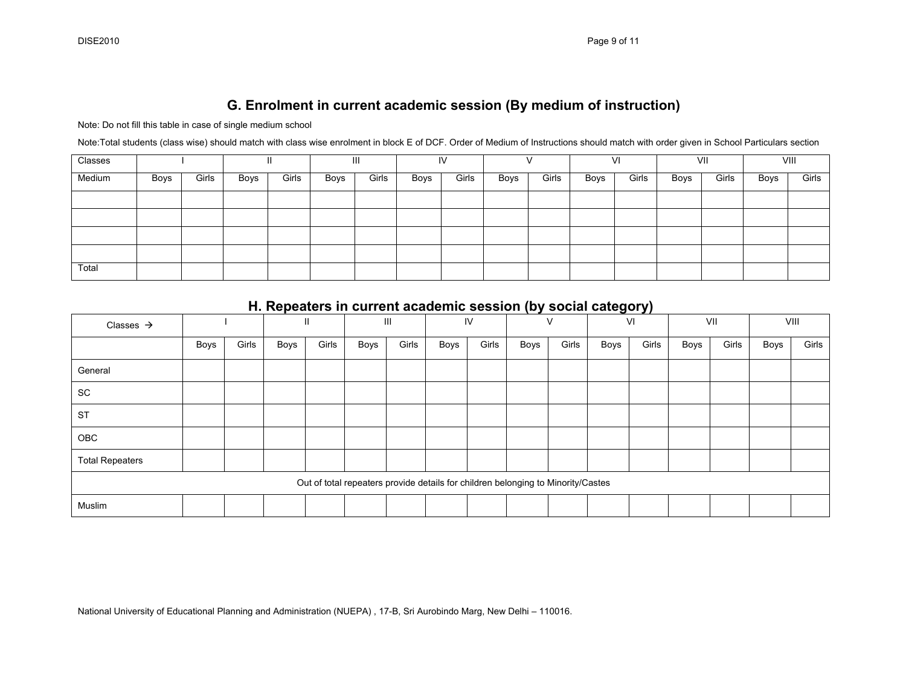## G. Enrolment in current academic session (By medium of instruction)

Note: Do not fill this table in case of single medium school

Note:Total students (class wise) should match with class wise enrolment in block E of DCF. Order of Medium of Instructions should match with order given in School Particulars section

| Classes | I | | II | | III | | IV | | V | | VI | | VII | | VIII | |
|---|---|---|---|---|---|---|---|---|---|---|---|---|---|---|---|---|
| Medium | Boys | Girls | Boys | Girls | Boys | Girls | Boys | Girls | Boys | Girls | Boys | Girls | Boys | Girls | Boys | Girls |
| | | | | | | | | | | | | | | | | |
| | | | | | | | | | | | | | | | | |
| | | | | | | | | | | | | | | | | |
| | | | | | | | | | | | | | | | | |
| Total | | | | | | | | | | | | | | | | |

## H. Repeaters in current academic session (by social category)

| Classes → | I | | II | | III | | IV | | V | | VI | | VII | | VIII | |
|---|---|---|---|---|---|---|---|---|---|---|---|---|---|---|---|---|
| | Boys | Girls | Boys | Girls | Boys | Girls | Boys | Girls | Boys | Girls | Boys | Girls | Boys | Girls | Boys | Girls |
| General | | | | | | | | | | | | | | | | |
| SC | | | | | | | | | | | | | | | | |
| ST | | | | | | | | | | | | | | | | |
| OBC | | | | | | | | | | | | | | | | |
| Total Repeaters | | | | | | | | | | | | | | | | |
| Out of total repeaters provide details for children belonging to Minority/Castes | | | | | | | | | | | | | | | | |
| Muslim | | | | | | | | | | | | | | | | |

National University of Educational Planning and Administration (NUEPA) , 17-B, Sri Aurobindo Marg, New Delhi – 110016.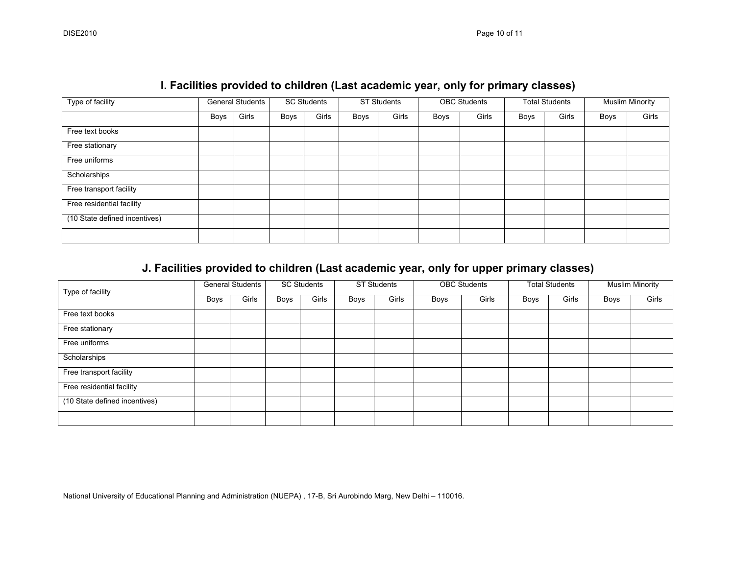## I. Facilities provided to children (Last academic year, only for primary classes)

| Type of facility | General Students | | SC Students | | ST Students | | OBC Students | | Total Students | | Muslim Minority | |
|---|---|---|---|---|---|---|---|---|---|---|---|---|
| | Boys | Girls | Boys | Girls | Boys | Girls | Boys | Girls | Boys | Girls | Boys | Girls |
| Free text books | | | | | | | | | | | | |
| Free stationary | | | | | | | | | | | | |
| Free uniforms | | | | | | | | | | | | |
| Scholarships | | | | | | | | | | | | |
| Free transport facility | | | | | | | | | | | | |
| Free residential facility | | | | | | | | | | | | |
| (10 State defined incentives) | | | | | | | | | | | | |
| | | | | | | | | | | | | |

## J. Facilities provided to children (Last academic year, only for upper primary classes)

| Type of facility | General Students | | SC Students | | ST Students | | OBC Students | | Total Students | | Muslim Minority | |
|---|---|---|---|---|---|---|---|---|---|---|---|---|
| | Boys | Girls | Boys | Girls | Boys | Girls | Boys | Girls | Boys | Girls | Boys | Girls |
| Free text books | | | | | | | | | | | | |
| Free stationary | | | | | | | | | | | | |
| Free uniforms | | | | | | | | | | | | |
| Scholarships | | | | | | | | | | | | |
| Free transport facility | | | | | | | | | | | | |
| Free residential facility | | | | | | | | | | | | |
| (10 State defined incentives) | | | | | | | | | | | | |
| | | | | | | | | | | | | |

National University of Educational Planning and Administration (NUEPA) , 17-B, Sri Aurobindo Marg, New Delhi – 110016.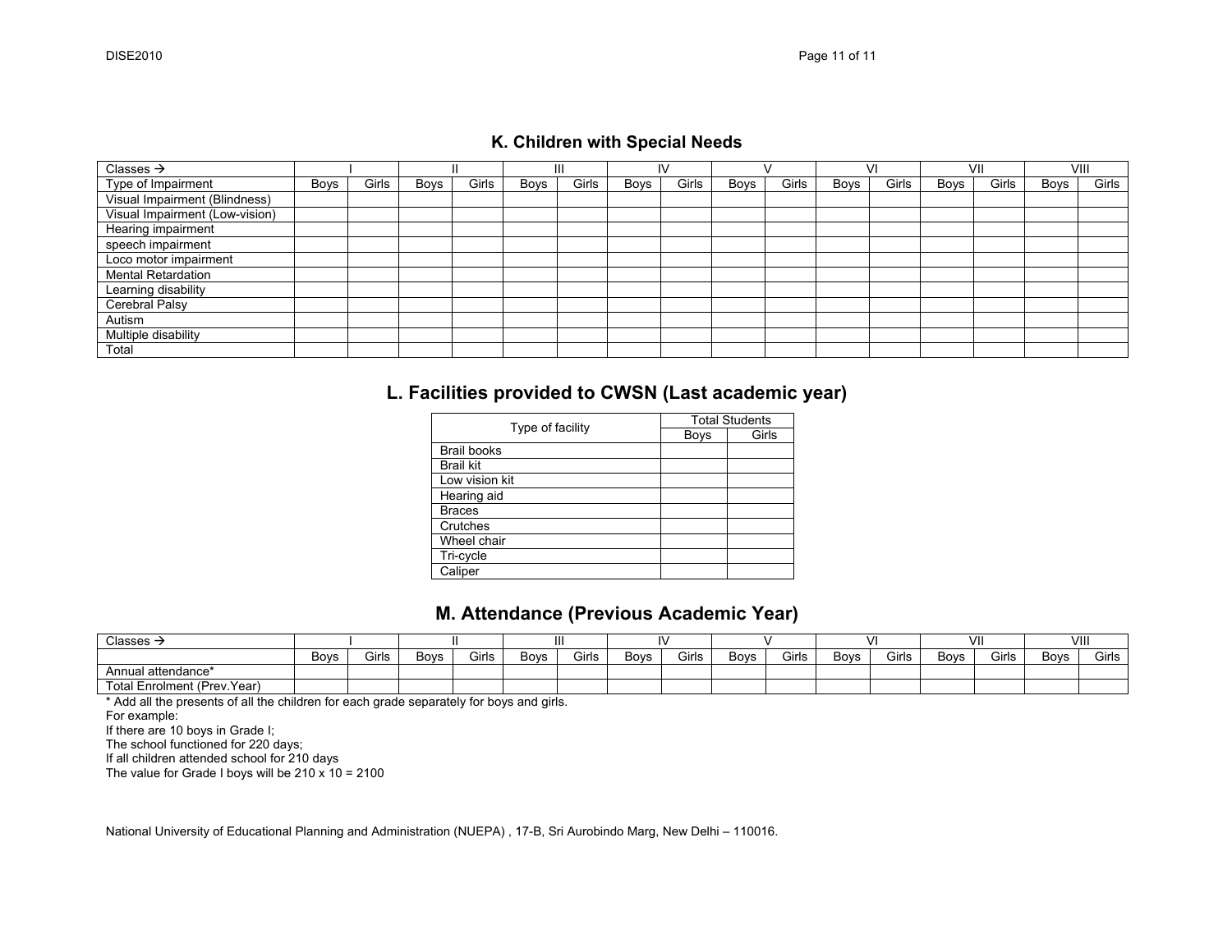## K. Children with Special Needs

| Classes → | I | | II | | III | | IV | | V | | VI | | VII | | VIII | |
|---|---|---|---|---|---|---|---|---|---|---|---|---|---|---|---|---|
| Type of Impairment | Boys | Girls | Boys | Girls | Boys | Girls | Boys | Girls | Boys | Girls | Boys | Girls | Boys | Girls | Boys | Girls |
| Visual Impairment (Blindness) | | | | | | | | | | | | | | | | |
| Visual Impairment (Low-vision) | | | | | | | | | | | | | | | | |
| Hearing impairment | | | | | | | | | | | | | | | | |
| speech impairment | | | | | | | | | | | | | | | | |
| Loco motor impairment | | | | | | | | | | | | | | | | |
| Mental Retardation | | | | | | | | | | | | | | | | |
| Learning disability | | | | | | | | | | | | | | | | |
| Cerebral Palsy | | | | | | | | | | | | | | | | |
| Autism | | | | | | | | | | | | | | | | |
| Multiple disability | | | | | | | | | | | | | | | | |
| Total | | | | | | | | | | | | | | | | |

## L. Facilities provided to CWSN (Last academic year)

| Type of facility | Total Students | |
|---|---|---|
| | Boys | Girls |
| Brail books | | |
| Brail kit | | |
| Low vision kit | | |
| Hearing aid | | |
| Braces | | |
| Crutches | | |
| Wheel chair | | |
| Tri-cycle | | |
| Caliper | | |

## M. Attendance (Previous Academic Year)

| Classes → | I | | II | | III | | IV | | V | | VI | | VII | | VIII | |
|---|---|---|---|---|---|---|---|---|---|---|---|---|---|---|---|---|
| | Boys | Girls | Boys | Girls | Boys | Girls | Boys | Girls | Boys | Girls | Boys | Girls | Boys | Girls | Boys | Girls |
| Annual attendance* | | | | | | | | | | | | | | | | |
| Total Enrolment (Prev.Year) | | | | | | | | | | | | | | | | |

* Add all the presents of all the children for each grade separately for boys and girls.

For example:

If there are 10 boys in Grade I;

The school functioned for 220 days;

If all children attended school for 210 days

The value for Grade I boys will be 210 x 10 = 2100

National University of Educational Planning and Administration (NUEPA) , 17-B, Sri Aurobindo Marg, New Delhi – 110016.